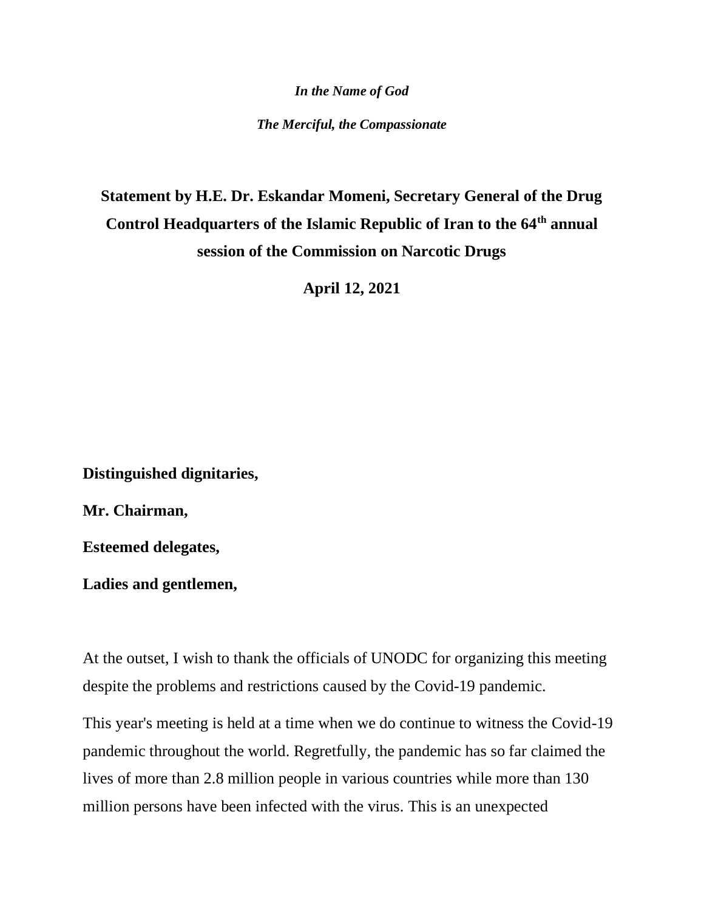*In the Name of God*

*The Merciful, the Compassionate*

# Statement by H.E. Dr. Eskandar Momeni, Secretary General of the Drug Control Headquarters of the Islamic Republic of Iran to the 64th annual session of the Commission on Narcotic Drugs

**April 12, 2021**

**Distinguished dignitaries,**

**Mr. Chairman,**

**Esteemed delegates,**

**Ladies and gentlemen,**

At the outset, I wish to thank the officials of UNODC for organizing this meeting despite the problems and restrictions caused by the Covid-19 pandemic.

This year's meeting is held at a time when we do continue to witness the Covid-19 pandemic throughout the world. Regretfully, the pandemic has so far claimed the lives of more than 2.8 million people in various countries while more than 130 million persons have been infected with the virus. This is an unexpected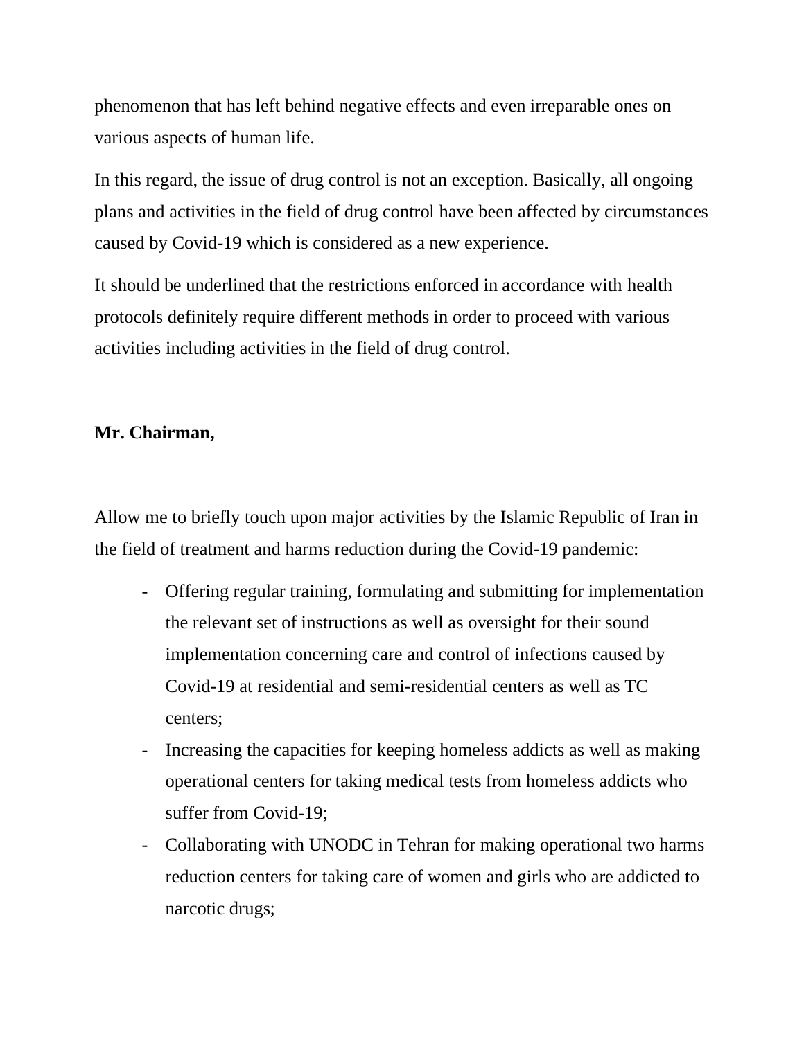phenomenon that has left behind negative effects and even irreparable ones on various aspects of human life.

In this regard, the issue of drug control is not an exception. Basically, all ongoing plans and activities in the field of drug control have been affected by circumstances caused by Covid-19 which is considered as a new experience.

It should be underlined that the restrictions enforced in accordance with health protocols definitely require different methods in order to proceed with various activities including activities in the field of drug control.

**Mr. Chairman,**

Allow me to briefly touch upon major activities by the Islamic Republic of Iran in the field of treatment and harms reduction during the Covid-19 pandemic:

- Offering regular training, formulating and submitting for implementation the relevant set of instructions as well as oversight for their sound implementation concerning care and control of infections caused by Covid-19 at residential and semi-residential centers as well as TC centers;
- Increasing the capacities for keeping homeless addicts as well as making operational centers for taking medical tests from homeless addicts who suffer from Covid-19;
- Collaborating with UNODC in Tehran for making operational two harms reduction centers for taking care of women and girls who are addicted to narcotic drugs;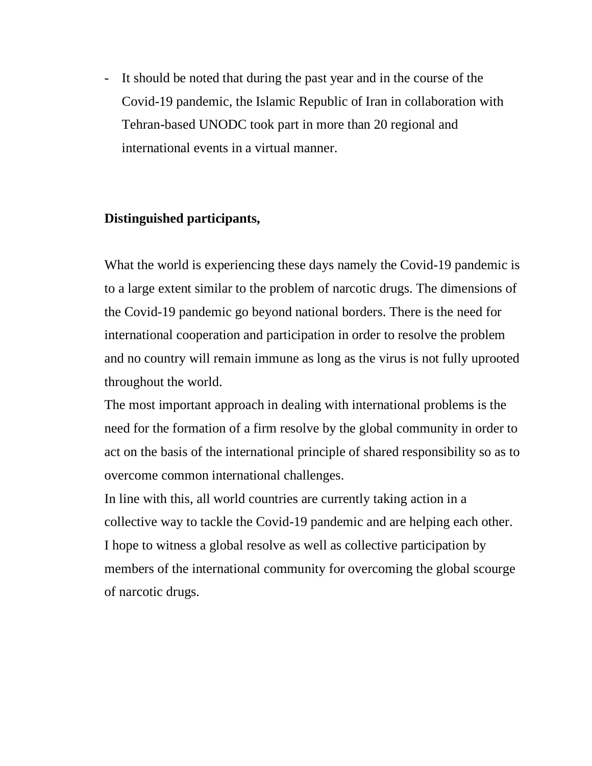- It should be noted that during the past year and in the course of the Covid-19 pandemic, the Islamic Republic of Iran in collaboration with Tehran-based UNODC took part in more than 20 regional and international events in a virtual manner.

**Distinguished participants,**

What the world is experiencing these days namely the Covid-19 pandemic is to a large extent similar to the problem of narcotic drugs. The dimensions of the Covid-19 pandemic go beyond national borders. There is the need for international cooperation and participation in order to resolve the problem and no country will remain immune as long as the virus is not fully uprooted throughout the world.

The most important approach in dealing with international problems is the need for the formation of a firm resolve by the global community in order to act on the basis of the international principle of shared responsibility so as to overcome common international challenges.

In line with this, all world countries are currently taking action in a collective way to tackle the Covid-19 pandemic and are helping each other. I hope to witness a global resolve as well as collective participation by members of the international community for overcoming the global scourge of narcotic drugs.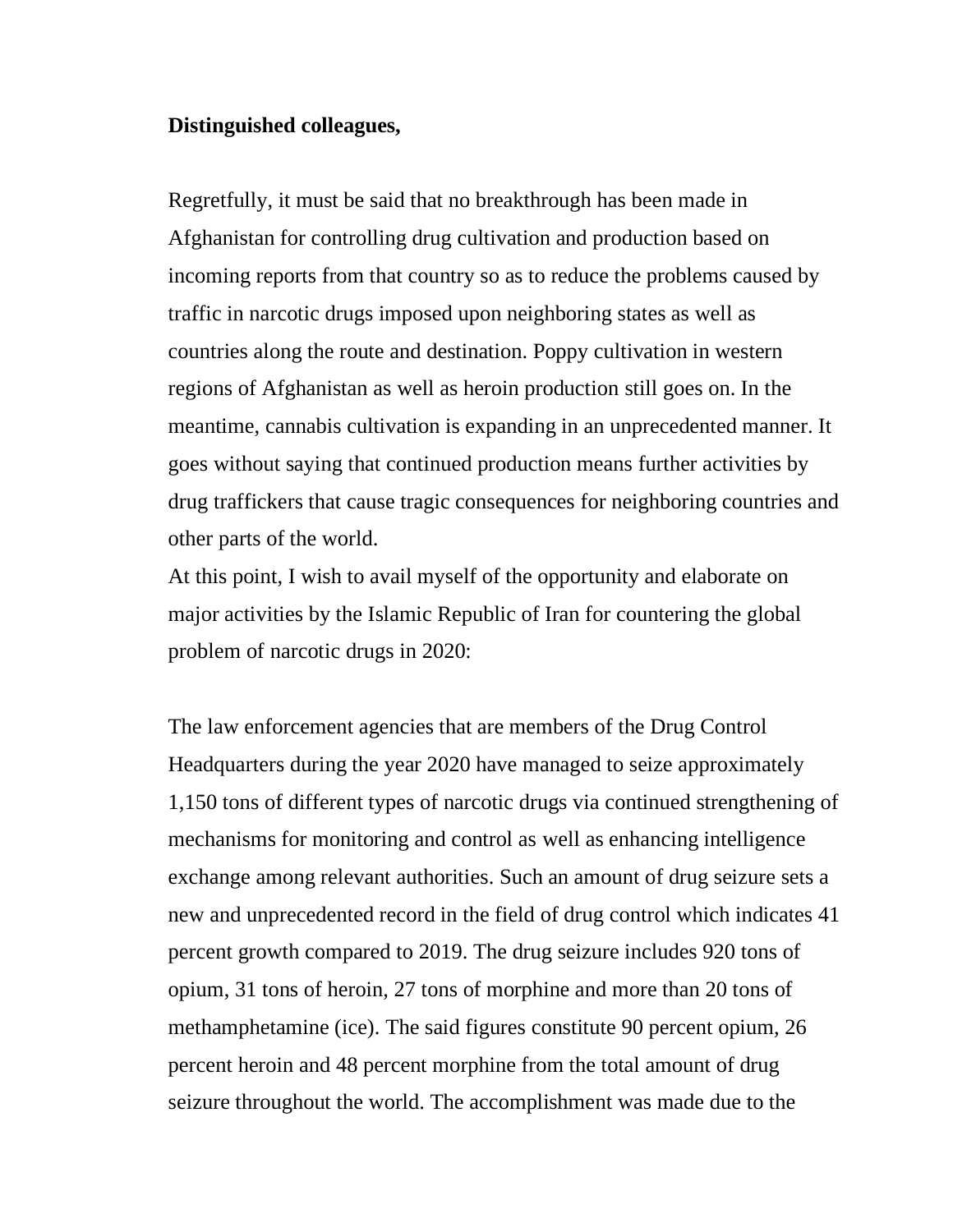**Distinguished colleagues,**

Regretfully, it must be said that no breakthrough has been made in Afghanistan for controlling drug cultivation and production based on incoming reports from that country so as to reduce the problems caused by traffic in narcotic drugs imposed upon neighboring states as well as countries along the route and destination. Poppy cultivation in western regions of Afghanistan as well as heroin production still goes on. In the meantime, cannabis cultivation is expanding in an unprecedented manner. It goes without saying that continued production means further activities by drug traffickers that cause tragic consequences for neighboring countries and other parts of the world.

At this point, I wish to avail myself of the opportunity and elaborate on major activities by the Islamic Republic of Iran for countering the global problem of narcotic drugs in 2020:

The law enforcement agencies that are members of the Drug Control Headquarters during the year 2020 have managed to seize approximately 1,150 tons of different types of narcotic drugs via continued strengthening of mechanisms for monitoring and control as well as enhancing intelligence exchange among relevant authorities. Such an amount of drug seizure sets a new and unprecedented record in the field of drug control which indicates 41 percent growth compared to 2019. The drug seizure includes 920 tons of opium, 31 tons of heroin, 27 tons of morphine and more than 20 tons of methamphetamine (ice). The said figures constitute 90 percent opium, 26 percent heroin and 48 percent morphine from the total amount of drug seizure throughout the world. The accomplishment was made due to the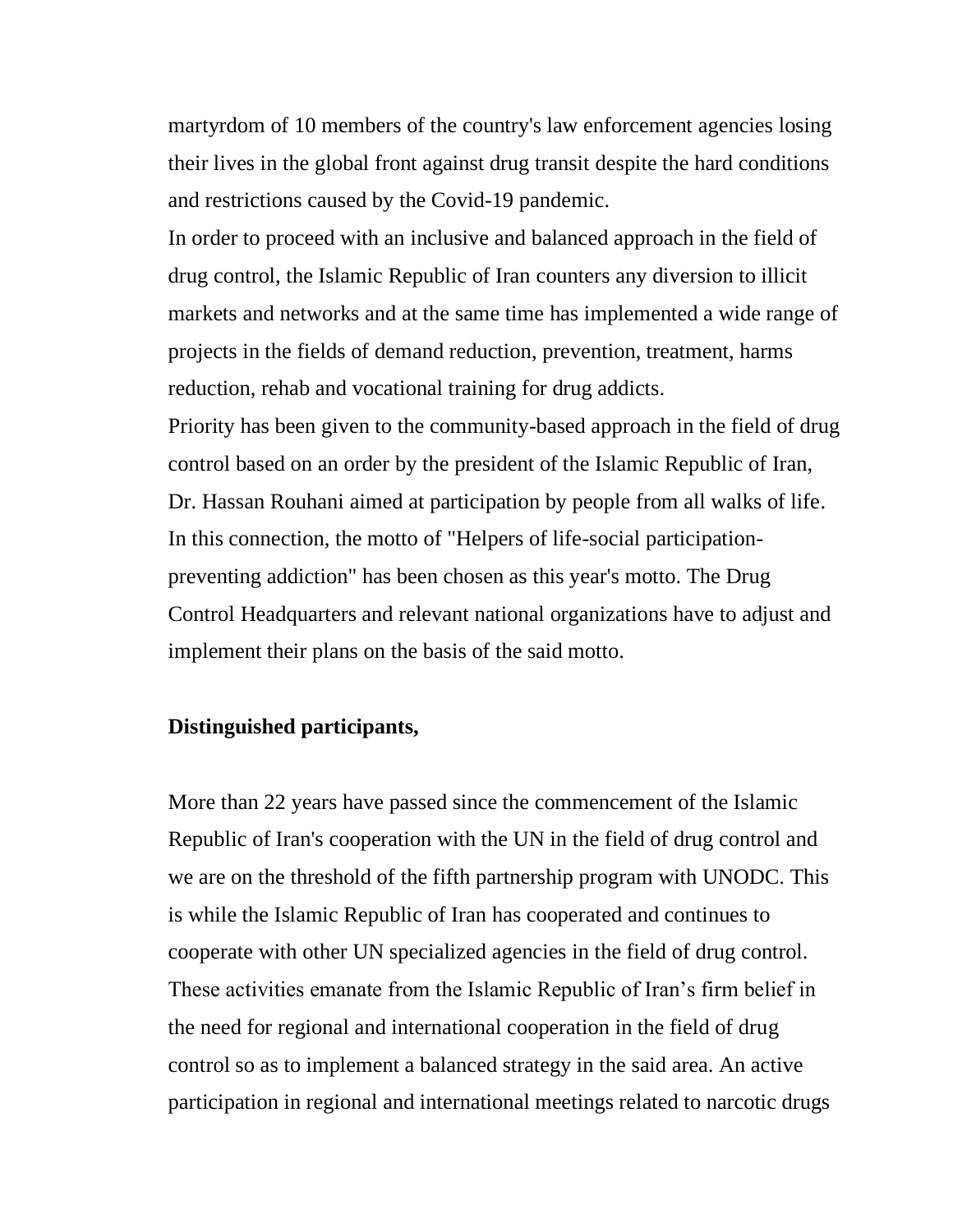martyrdom of 10 members of the country's law enforcement agencies losing their lives in the global front against drug transit despite the hard conditions and restrictions caused by the Covid-19 pandemic.

In order to proceed with an inclusive and balanced approach in the field of drug control, the Islamic Republic of Iran counters any diversion to illicit markets and networks and at the same time has implemented a wide range of projects in the fields of demand reduction, prevention, treatment, harms reduction, rehab and vocational training for drug addicts.

Priority has been given to the community-based approach in the field of drug control based on an order by the president of the Islamic Republic of Iran, Dr. Hassan Rouhani aimed at participation by people from all walks of life. In this connection, the motto of "Helpers of life-social participation-preventing addiction" has been chosen as this year's motto. The Drug Control Headquarters and relevant national organizations have to adjust and implement their plans on the basis of the said motto.

**Distinguished participants,**

More than 22 years have passed since the commencement of the Islamic Republic of Iran's cooperation with the UN in the field of drug control and we are on the threshold of the fifth partnership program with UNODC. This is while the Islamic Republic of Iran has cooperated and continues to cooperate with other UN specialized agencies in the field of drug control. These activities emanate from the Islamic Republic of Iran's firm belief in the need for regional and international cooperation in the field of drug control so as to implement a balanced strategy in the said area. An active participation in regional and international meetings related to narcotic drugs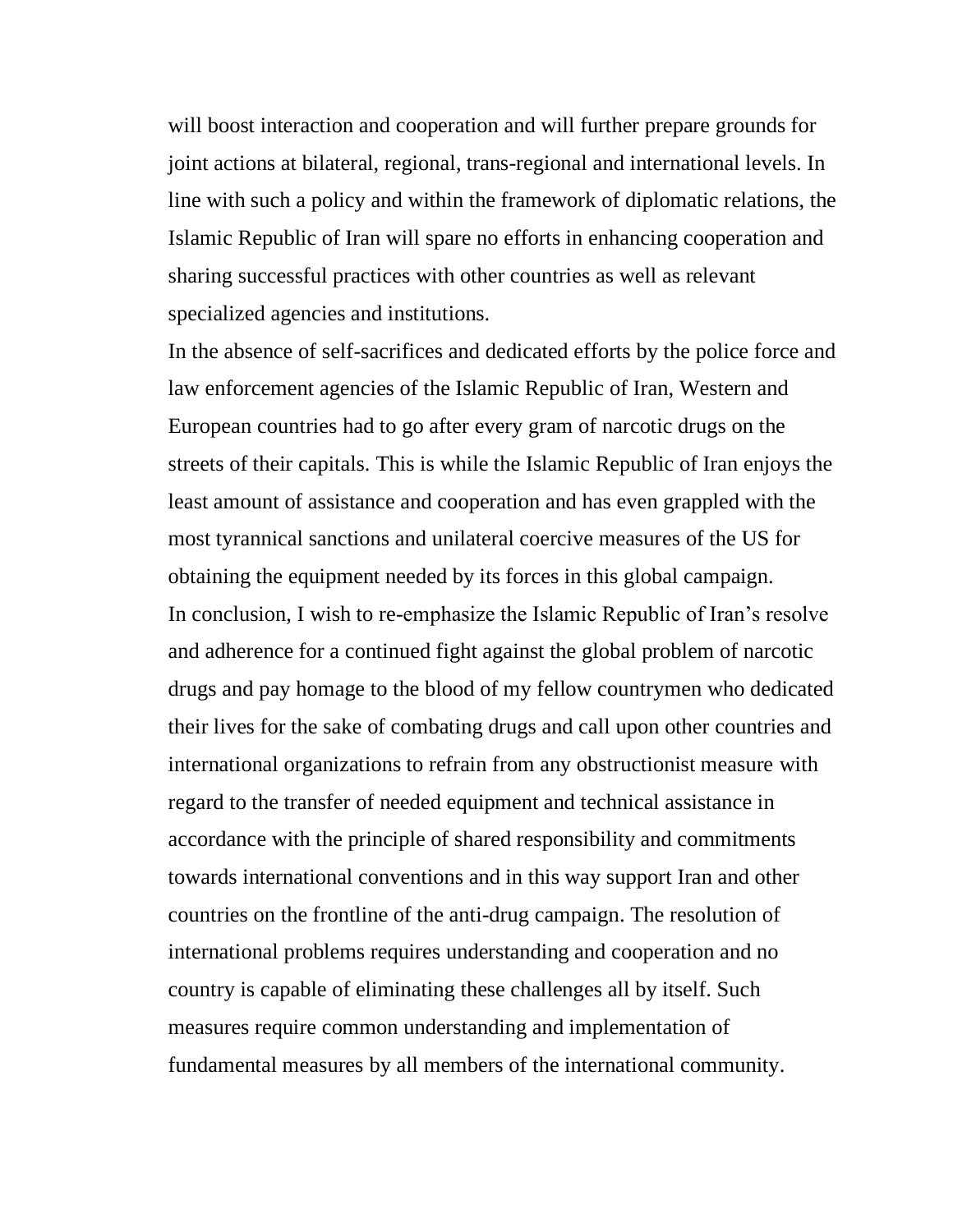will boost interaction and cooperation and will further prepare grounds for joint actions at bilateral, regional, trans-regional and international levels. In line with such a policy and within the framework of diplomatic relations, the Islamic Republic of Iran will spare no efforts in enhancing cooperation and sharing successful practices with other countries as well as relevant specialized agencies and institutions.

In the absence of self-sacrifices and dedicated efforts by the police force and law enforcement agencies of the Islamic Republic of Iran, Western and European countries had to go after every gram of narcotic drugs on the streets of their capitals. This is while the Islamic Republic of Iran enjoys the least amount of assistance and cooperation and has even grappled with the most tyrannical sanctions and unilateral coercive measures of the US for obtaining the equipment needed by its forces in this global campaign.

In conclusion, I wish to re-emphasize the Islamic Republic of Iran's resolve and adherence for a continued fight against the global problem of narcotic drugs and pay homage to the blood of my fellow countrymen who dedicated their lives for the sake of combating drugs and call upon other countries and international organizations to refrain from any obstructionist measure with regard to the transfer of needed equipment and technical assistance in accordance with the principle of shared responsibility and commitments towards international conventions and in this way support Iran and other countries on the frontline of the anti-drug campaign. The resolution of international problems requires understanding and cooperation and no country is capable of eliminating these challenges all by itself. Such measures require common understanding and implementation of fundamental measures by all members of the international community.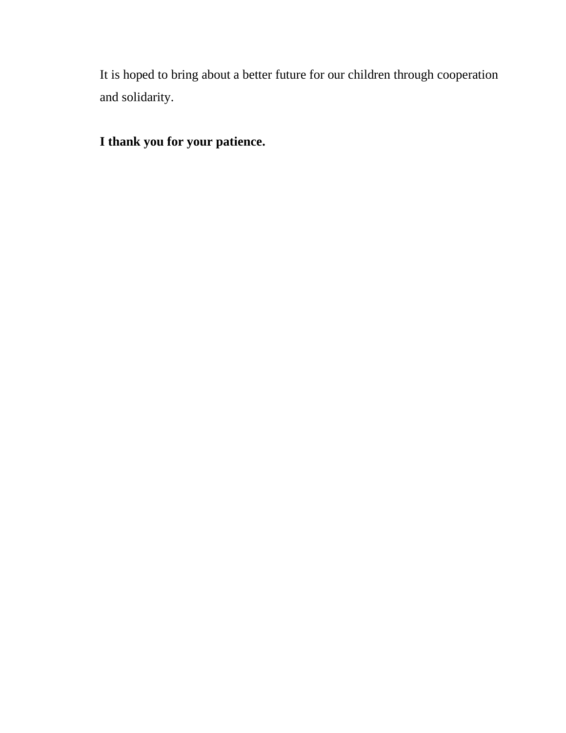It is hoped to bring about a better future for our children through cooperation and solidarity.

**I thank you for your patience.**